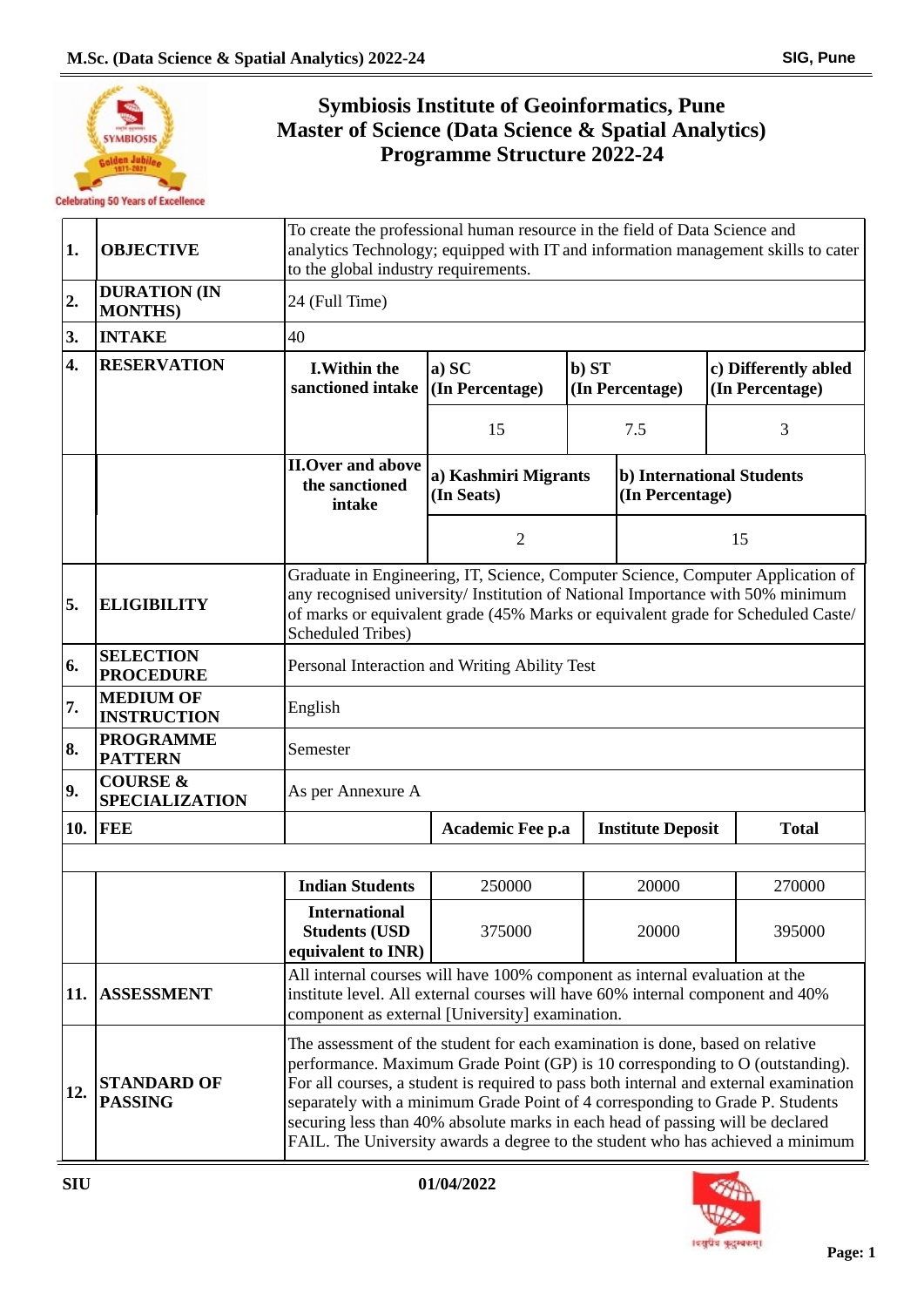# Symbiosis Institute of Geoinformatics, Pune
# Master of Science (Data Science & Spatial Analytics)
# Programme Structure 2022-24

| | | | | | |
|---|---|---|---|---|---|
| **1.** | **OBJECTIVE** | To create the professional human resource in the field of Data Science and analytics Technology; equipped with IT and information management skills to cater to the global industry requirements. | | | |
| **2.** | **DURATION (IN MONTHS)** | 24 (Full Time) | | | |
| **3.** | **INTAKE** | 40 | | | |
| **4.** | **RESERVATION** | **I.Within the sanctioned intake** | **a) SC (In Percentage)** | **b) ST (In Percentage)** | **c) Differently abled (In Percentage)** |
| | | | 15 | 7.5 | 3 |
| | | **II.Over and above the sanctioned intake** | **a) Kashmiri Migrants (In Seats)** | **b) International Students (In Percentage)** | |
| | | | 2 | 15 | |
| **5.** | **ELIGIBILITY** | Graduate in Engineering, IT, Science, Computer Science, Computer Application of any recognised university/ Institution of National Importance with 50% minimum of marks or equivalent grade (45% Marks or equivalent grade for Scheduled Caste/ Scheduled Tribes) | | | |
| **6.** | **SELECTION PROCEDURE** | Personal Interaction and Writing Ability Test | | | |
| **7.** | **MEDIUM OF INSTRUCTION** | English | | | |
| **8.** | **PROGRAMME PATTERN** | Semester | | | |
| **9.** | **COURSE & SPECIALIZATION** | As per Annexure A | | | |
| **10.** | **FEE** | | **Academic Fee p.a** | **Institute Deposit** | **Total** |
| | | **Indian Students** | 250000 | 20000 | 270000 |
| | | **International Students (USD equivalent to INR)** | 375000 | 20000 | 395000 |
| **11.** | **ASSESSMENT** | All internal courses will have 100% component as internal evaluation at the institute level. All external courses will have 60% internal component and 40% component as external [University] examination. | | | |
| **12.** | **STANDARD OF PASSING** | The assessment of the student for each examination is done, based on relative performance. Maximum Grade Point (GP) is 10 corresponding to O (outstanding). For all courses, a student is required to pass both internal and external examination separately with a minimum Grade Point of 4 corresponding to Grade P. Students securing less than 40% absolute marks in each head of passing will be declared FAIL. The University awards a degree to the student who has achieved a minimum | | | |

SIU 01/04/2022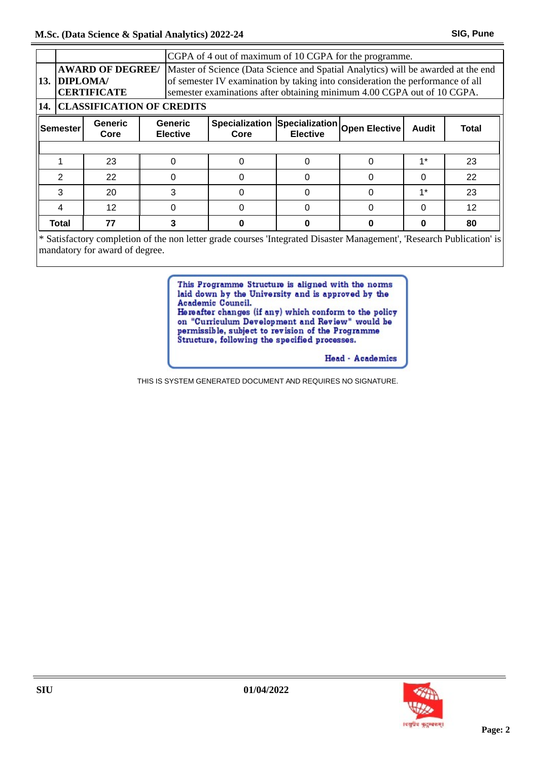| | | CGPA of 4 out of maximum of 10 CGPA for the programme. |
|---|---|---|
| 13. | **AWARD OF DEGREE/ DIPLOMA/ CERTIFICATE** | Master of Science (Data Science and Spatial Analytics) will be awarded at the end of semester IV examination by taking into consideration the performance of all semester examinations after obtaining minimum 4.00 CGPA out of 10 CGPA. |
| 14. | **CLASSIFICATION OF CREDITS** | |

| Semester | Generic Core | Generic Elective | Specialization Core | Specialization Elective | Open Elective | Audit | Total |
|---|---|---|---|---|---|---|---|
| 1 | 23 | 0 | 0 | 0 | 0 | 1* | 23 |
| 2 | 22 | 0 | 0 | 0 | 0 | 0 | 22 |
| 3 | 20 | 3 | 0 | 0 | 0 | 1* | 23 |
| 4 | 12 | 0 | 0 | 0 | 0 | 0 | 12 |
| **Total** | **77** | **3** | **0** | **0** | **0** | **0** | **80** |

* Satisfactory completion of the non letter grade courses 'Integrated Disaster Management', 'Research Publication' is mandatory for award of degree.

This Programme Structure is aligned with the norms laid down by the University and is approved by the Academic Council.
Hereafter changes (if any) which conform to the policy on "Curriculum Development and Review" would be permissible, subject to revision of the Programme Structure, following the specified processes.

Head - Academics

THIS IS SYSTEM GENERATED DOCUMENT AND REQUIRES NO SIGNATURE.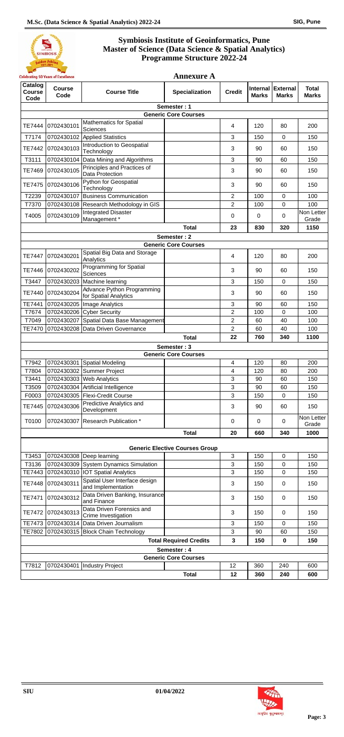# Symbiosis Institute of Geoinformatics, Pune
## Master of Science (Data Science & Spatial Analytics)
## Programme Structure 2022-24

Celebrating 50 Years of Excellence

### Annexure A

| Catalog Course Code | Course Code | Course Title | Specialization | Credit | Internal Marks | External Marks | Total Marks |
|---|---|---|---|---|---|---|---|
| **Semester : 1** | | | | | | | |
| **Generic Core Courses** | | | | | | | |
| TE7444 | 0702430101 | Mathematics for Spatial Sciences | | 4 | 120 | 80 | 200 |
| T7174 | 0702430102 | Applied Statistics | | 3 | 150 | 0 | 150 |
| TE7442 | 0702430103 | Introduction to Geospatial Technology | | 3 | 90 | 60 | 150 |
| T3111 | 0702430104 | Data Mining and Algorithms | | 3 | 90 | 60 | 150 |
| TE7469 | 0702430105 | Principles and Practices of Data Protection | | 3 | 90 | 60 | 150 |
| TE7475 | 0702430106 | Python for Geospatial Technology | | 3 | 90 | 60 | 150 |
| T2239 | 0702430107 | Business Communication | | 2 | 100 | 0 | 100 |
| T7370 | 0702430108 | Research Methodology in GIS | | 2 | 100 | 0 | 100 |
| T4005 | 0702430109 | Integrated Disaster Management * | | 0 | 0 | 0 | Non Letter Grade |
| | | | **Total** | **23** | **830** | **320** | **1150** |
| **Semester : 2** | | | | | | | |
| **Generic Core Courses** | | | | | | | |
| TE7447 | 0702430201 | Spatial Big Data and Storage Analytics | | 4 | 120 | 80 | 200 |
| TE7446 | 0702430202 | Programming for Spatial Sciences | | 3 | 90 | 60 | 150 |
| T3447 | 0702430203 | Machine learning | | 3 | 150 | 0 | 150 |
| TE7440 | 0702430204 | Advance Python Programming for Spatial Analytics | | 3 | 90 | 60 | 150 |
| TE7441 | 0702430205 | Image Analytics | | 3 | 90 | 60 | 150 |
| T7674 | 0702430206 | Cyber Security | | 2 | 100 | 0 | 100 |
| T7049 | 0702430207 | Spatial Data Base Management | | 2 | 60 | 40 | 100 |
| TE7470 | 0702430208 | Data Driven Governance | | 2 | 60 | 40 | 100 |
| | | | **Total** | **22** | **760** | **340** | **1100** |
| **Semester : 3** | | | | | | | |
| **Generic Core Courses** | | | | | | | |
| T7942 | 0702430301 | Spatial Modeling | | 4 | 120 | 80 | 200 |
| T7804 | 0702430302 | Summer Project | | 4 | 120 | 80 | 200 |
| T3441 | 0702430303 | Web Analytics | | 3 | 90 | 60 | 150 |
| T3509 | 0702430304 | Artificial Intelligence | | 3 | 90 | 60 | 150 |
| F0003 | 0702430305 | Flexi-Credit Course | | 3 | 150 | 0 | 150 |
| TE7445 | 0702430306 | Predictive Analytics and Development | | 3 | 90 | 60 | 150 |
| T0100 | 0702430307 | Research Publication * | | 0 | 0 | 0 | Non Letter Grade |
| | | | **Total** | **20** | **660** | **340** | **1000** |
| **Generic Elective Courses Group** | | | | | | | |
| T3453 | 0702430308 | Deep learning | | 3 | 150 | 0 | 150 |
| T3136 | 0702430309 | System Dynamics Simulation | | 3 | 150 | 0 | 150 |
| TE7443 | 0702430310 | IOT Spatial Analytics | | 3 | 150 | 0 | 150 |
| TE7448 | 0702430311 | Spatial User Interface design and Implementation | | 3 | 150 | 0 | 150 |
| TE7471 | 0702430312 | Data Driven Banking, Insurance and Finance | | 3 | 150 | 0 | 150 |
| TE7472 | 0702430313 | Data Driven Forensics and Crime Investigation | | 3 | 150 | 0 | 150 |
| TE7473 | 0702430314 | Data Driven Journalism | | 3 | 150 | 0 | 150 |
| TE7802 | 0702430315 | Block Chain Technology | | 3 | 90 | 60 | 150 |
| | | | **Total Required Credits** | **3** | **150** | **0** | **150** |
| **Semester : 4** | | | | | | | |
| **Generic Core Courses** | | | | | | | |
| T7812 | 0702430401 | Industry Project | | 12 | 360 | 240 | 600 |
| | | | **Total** | **12** | **360** | **240** | **600** |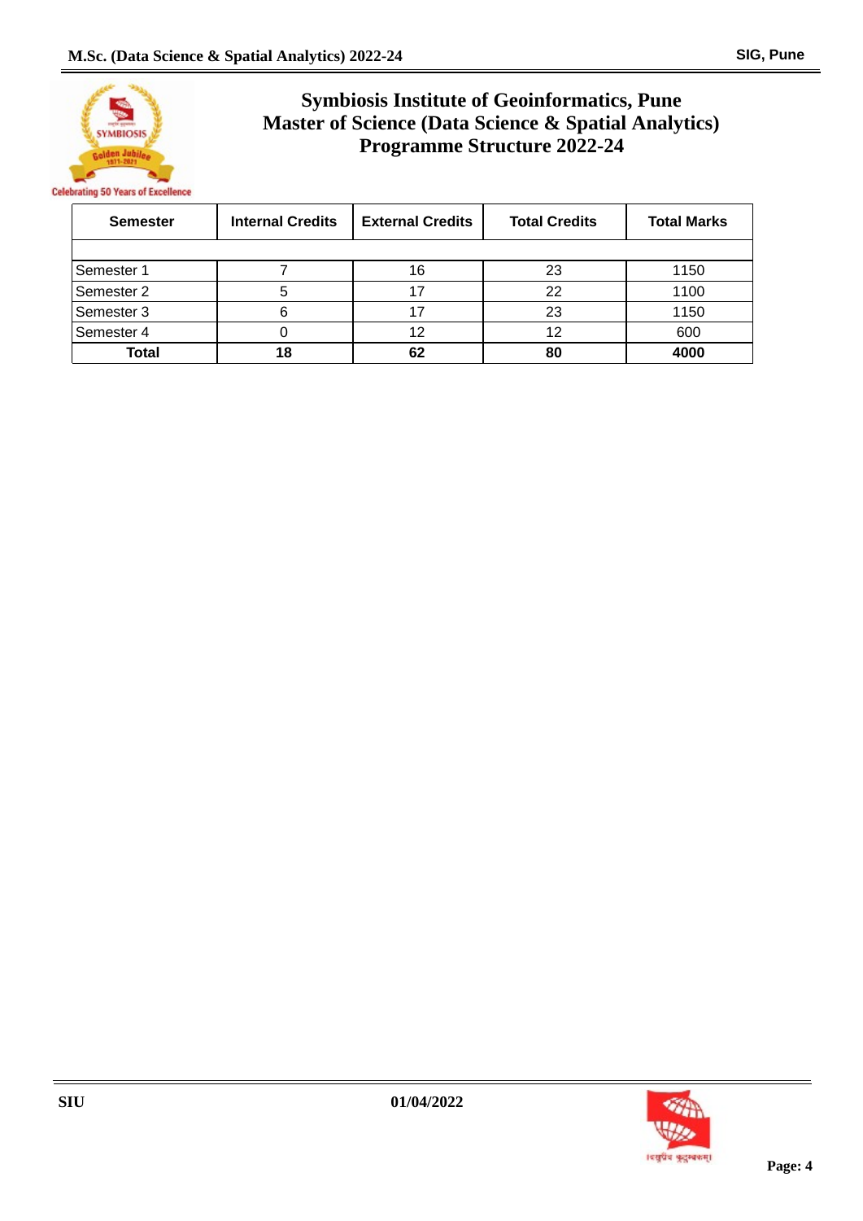# Symbiosis Institute of Geoinformatics, Pune
## Master of Science (Data Science & Spatial Analytics)
## Programme Structure 2022-24

| Semester | Internal Credits | External Credits | Total Credits | Total Marks |
|---|---|---|---|---|
| | | | | |
| Semester 1 | 7 | 16 | 23 | 1150 |
| Semester 2 | 5 | 17 | 22 | 1100 |
| Semester 3 | 6 | 17 | 23 | 1150 |
| Semester 4 | 0 | 12 | 12 | 600 |
| **Total** | **18** | **62** | **80** | **4000** |